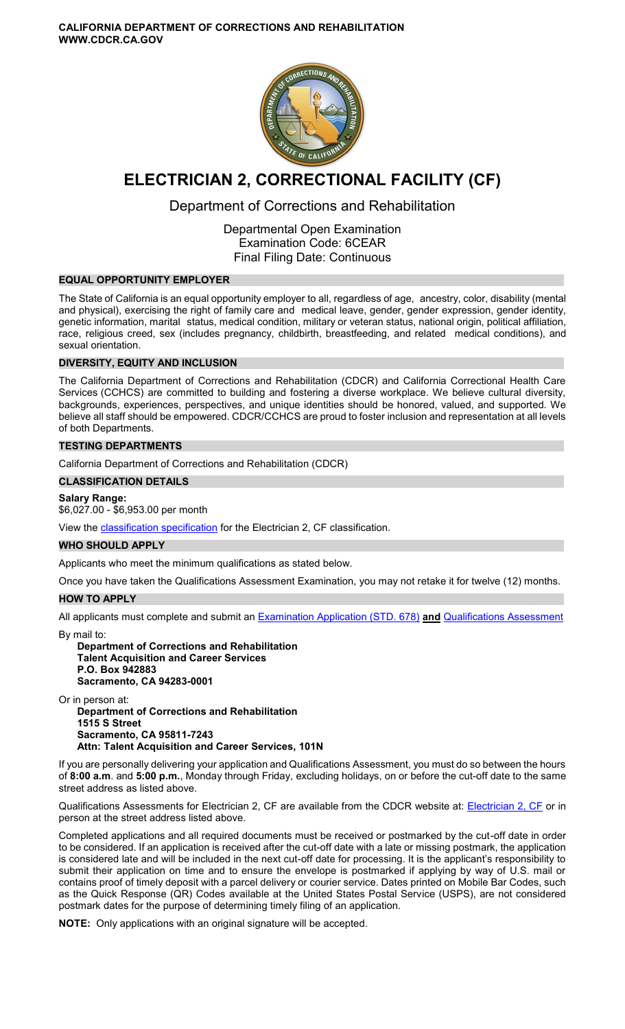**CALIFORNIA DEPARTMENT OF CORRECTIONS AND REHABILITATION**
**WWW.CDCR.CA.GOV**

# ELECTRICIAN 2, CORRECTIONAL FACILITY (CF)

## Department of Corrections and Rehabilitation

Departmental Open Examination
Examination Code: 6CEAR
Final Filing Date: Continuous

### EQUAL OPPORTUNITY EMPLOYER

The State of California is an equal opportunity employer to all, regardless of age, ancestry, color, disability (mental and physical), exercising the right of family care and medical leave, gender, gender expression, gender identity, genetic information, marital status, medical condition, military or veteran status, national origin, political affiliation, race, religious creed, sex (includes pregnancy, childbirth, breastfeeding, and related medical conditions), and sexual orientation.

### DIVERSITY, EQUITY AND INCLUSION

The California Department of Corrections and Rehabilitation (CDCR) and California Correctional Health Care Services (CCHCS) are committed to building and fostering a diverse workplace. We believe cultural diversity, backgrounds, experiences, perspectives, and unique identities should be honored, valued, and supported. We believe all staff should be empowered. CDCR/CCHCS are proud to foster inclusion and representation at all levels of both Departments.

### TESTING DEPARTMENTS

California Department of Corrections and Rehabilitation (CDCR)

### CLASSIFICATION DETAILS

**Salary Range:**
$6,027.00 - $6,953.00 per month

View the classification specification for the Electrician 2, CF classification.

### WHO SHOULD APPLY

Applicants who meet the minimum qualifications as stated below.

Once you have taken the Qualifications Assessment Examination, you may not retake it for twelve (12) months.

### HOW TO APPLY

All applicants must complete and submit an Examination Application (STD. 678) **and** Qualifications Assessment

By mail to:

**Department of Corrections and Rehabilitation**
**Talent Acquisition and Career Services**
**P.O. Box 942883**
**Sacramento, CA 94283-0001**

Or in person at:

**Department of Corrections and Rehabilitation**
**1515 S Street**
**Sacramento, CA 95811-7243**
**Attn: Talent Acquisition and Career Services, 101N**

If you are personally delivering your application and Qualifications Assessment, you must do so between the hours of **8:00 a.m**. and **5:00 p.m.**, Monday through Friday, excluding holidays, on or before the cut-off date to the same street address as listed above.

Qualifications Assessments for Electrician 2, CF are available from the CDCR website at: Electrician 2, CF or in person at the street address listed above.

Completed applications and all required documents must be received or postmarked by the cut-off date in order to be considered. If an application is received after the cut-off date with a late or missing postmark, the application is considered late and will be included in the next cut-off date for processing. It is the applicant's responsibility to submit their application on time and to ensure the envelope is postmarked if applying by way of U.S. mail or contains proof of timely deposit with a parcel delivery or courier service. Dates printed on Mobile Bar Codes, such as the Quick Response (QR) Codes available at the United States Postal Service (USPS), are not considered postmark dates for the purpose of determining timely filing of an application.

**NOTE:** Only applications with an original signature will be accepted.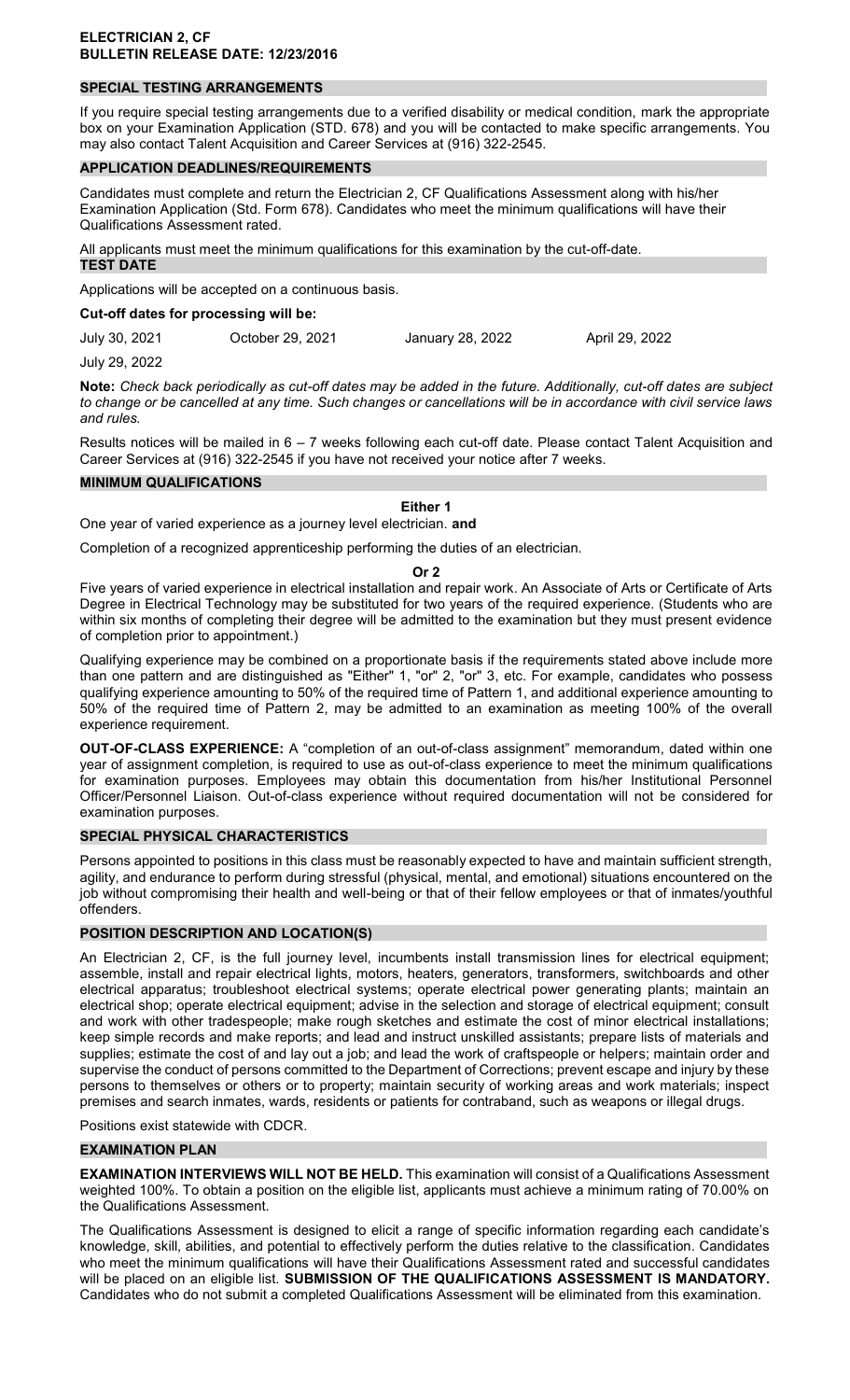**ELECTRICIAN 2, CF**
**BULLETIN RELEASE DATE: 12/23/2016**

## SPECIAL TESTING ARRANGEMENTS

If you require special testing arrangements due to a verified disability or medical condition, mark the appropriate box on your Examination Application (STD. 678) and you will be contacted to make specific arrangements. You may also contact Talent Acquisition and Career Services at (916) 322-2545.

## APPLICATION DEADLINES/REQUIREMENTS

Candidates must complete and return the Electrician 2, CF Qualifications Assessment along with his/her Examination Application (Std. Form 678). Candidates who meet the minimum qualifications will have their Qualifications Assessment rated.

All applicants must meet the minimum qualifications for this examination by the cut-off-date.

## TEST DATE

Applications will be accepted on a continuous basis.

**Cut-off dates for processing will be:**

July 30, 2021 October 29, 2021 January 28, 2022 April 29, 2022

July 29, 2022

**Note:** *Check back periodically as cut-off dates may be added in the future. Additionally, cut-off dates are subject to change or be cancelled at any time. Such changes or cancellations will be in accordance with civil service laws and rules.*

Results notices will be mailed in 6 – 7 weeks following each cut-off date. Please contact Talent Acquisition and Career Services at (916) 322-2545 if you have not received your notice after 7 weeks.

## MINIMUM QUALIFICATIONS

**Either 1**

One year of varied experience as a journey level electrician. **and**

Completion of a recognized apprenticeship performing the duties of an electrician.

**Or 2**

Five years of varied experience in electrical installation and repair work. An Associate of Arts or Certificate of Arts Degree in Electrical Technology may be substituted for two years of the required experience. (Students who are within six months of completing their degree will be admitted to the examination but they must present evidence of completion prior to appointment.)

Qualifying experience may be combined on a proportionate basis if the requirements stated above include more than one pattern and are distinguished as "Either" 1, "or" 2, "or" 3, etc. For example, candidates who possess qualifying experience amounting to 50% of the required time of Pattern 1, and additional experience amounting to 50% of the required time of Pattern 2, may be admitted to an examination as meeting 100% of the overall experience requirement.

**OUT-OF-CLASS EXPERIENCE:** A "completion of an out-of-class assignment" memorandum, dated within one year of assignment completion, is required to use as out-of-class experience to meet the minimum qualifications for examination purposes. Employees may obtain this documentation from his/her Institutional Personnel Officer/Personnel Liaison. Out-of-class experience without required documentation will not be considered for examination purposes.

## SPECIAL PHYSICAL CHARACTERISTICS

Persons appointed to positions in this class must be reasonably expected to have and maintain sufficient strength, agility, and endurance to perform during stressful (physical, mental, and emotional) situations encountered on the job without compromising their health and well-being or that of their fellow employees or that of inmates/youthful offenders.

## POSITION DESCRIPTION AND LOCATION(S)

An Electrician 2, CF, is the full journey level, incumbents install transmission lines for electrical equipment; assemble, install and repair electrical lights, motors, heaters, generators, transformers, switchboards and other electrical apparatus; troubleshoot electrical systems; operate electrical power generating plants; maintain an electrical shop; operate electrical equipment; advise in the selection and storage of electrical equipment; consult and work with other tradespeople; make rough sketches and estimate the cost of minor electrical installations; keep simple records and make reports; and lead and instruct unskilled assistants; prepare lists of materials and supplies; estimate the cost of and lay out a job; and lead the work of craftspeople or helpers; maintain order and supervise the conduct of persons committed to the Department of Corrections; prevent escape and injury by these persons to themselves or others or to property; maintain security of working areas and work materials; inspect premises and search inmates, wards, residents or patients for contraband, such as weapons or illegal drugs.

Positions exist statewide with CDCR.

## EXAMINATION PLAN

**EXAMINATION INTERVIEWS WILL NOT BE HELD.** This examination will consist of a Qualifications Assessment weighted 100%. To obtain a position on the eligible list, applicants must achieve a minimum rating of 70.00% on the Qualifications Assessment.

The Qualifications Assessment is designed to elicit a range of specific information regarding each candidate's knowledge, skill, abilities, and potential to effectively perform the duties relative to the classification. Candidates who meet the minimum qualifications will have their Qualifications Assessment rated and successful candidates will be placed on an eligible list. **SUBMISSION OF THE QUALIFICATIONS ASSESSMENT IS MANDATORY.** Candidates who do not submit a completed Qualifications Assessment will be eliminated from this examination.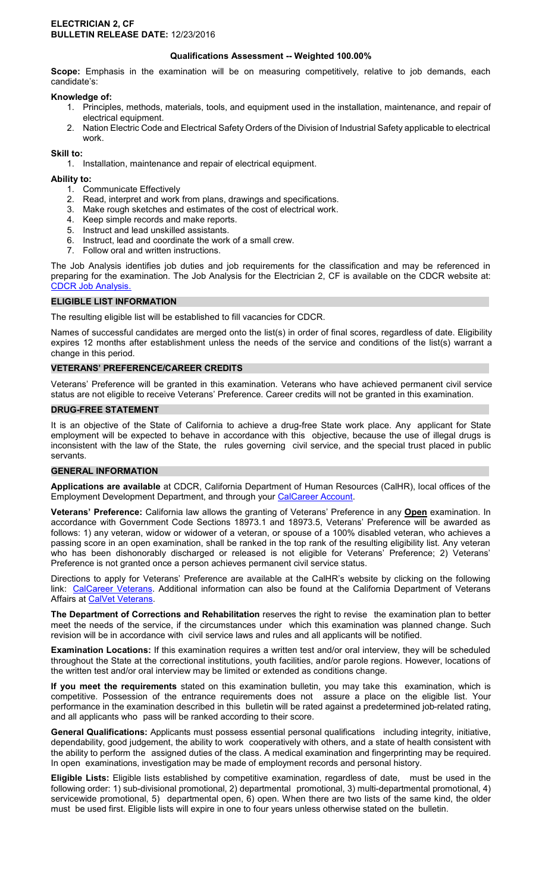**ELECTRICIAN 2, CF**
**BULLETIN RELEASE DATE:** 12/23/2016

## Qualifications Assessment -- Weighted 100.00%

**Scope:** Emphasis in the examination will be on measuring competitively, relative to job demands, each candidate's:

**Knowledge of:**

1. Principles, methods, materials, tools, and equipment used in the installation, maintenance, and repair of electrical equipment.
2. Nation Electric Code and Electrical Safety Orders of the Division of Industrial Safety applicable to electrical work.

**Skill to:**

1. Installation, maintenance and repair of electrical equipment.

**Ability to:**

1. Communicate Effectively
2. Read, interpret and work from plans, drawings and specifications.
3. Make rough sketches and estimates of the cost of electrical work.
4. Keep simple records and make reports.
5. Instruct and lead unskilled assistants.
6. Instruct, lead and coordinate the work of a small crew.
7. Follow oral and written instructions.

The Job Analysis identifies job duties and job requirements for the classification and may be referenced in preparing for the examination. The Job Analysis for the Electrician 2, CF is available on the CDCR website at: CDCR Job Analysis.

## ELIGIBLE LIST INFORMATION

The resulting eligible list will be established to fill vacancies for CDCR.

Names of successful candidates are merged onto the list(s) in order of final scores, regardless of date. Eligibility expires 12 months after establishment unless the needs of the service and conditions of the list(s) warrant a change in this period.

## VETERANS' PREFERENCE/CAREER CREDITS

Veterans' Preference will be granted in this examination. Veterans who have achieved permanent civil service status are not eligible to receive Veterans' Preference. Career credits will not be granted in this examination.

## DRUG-FREE STATEMENT

It is an objective of the State of California to achieve a drug-free State work place. Any applicant for State employment will be expected to behave in accordance with this objective, because the use of illegal drugs is inconsistent with the law of the State, the rules governing civil service, and the special trust placed in public servants.

## GENERAL INFORMATION

**Applications are available** at CDCR, California Department of Human Resources (CalHR), local offices of the Employment Development Department, and through your CalCareer Account.

**Veterans' Preference:** California law allows the granting of Veterans' Preference in any **Open** examination. In accordance with Government Code Sections 18973.1 and 18973.5, Veterans' Preference will be awarded as follows: 1) any veteran, widow or widower of a veteran, or spouse of a 100% disabled veteran, who achieves a passing score in an open examination, shall be ranked in the top rank of the resulting eligibility list. Any veteran who has been dishonorably discharged or released is not eligible for Veterans' Preference; 2) Veterans' Preference is not granted once a person achieves permanent civil service status.

Directions to apply for Veterans' Preference are available at the CalHR's website by clicking on the following link: CalCareer Veterans. Additional information can also be found at the California Department of Veterans Affairs at CalVet Veterans.

**The Department of Corrections and Rehabilitation** reserves the right to revise the examination plan to better meet the needs of the service, if the circumstances under which this examination was planned change. Such revision will be in accordance with civil service laws and rules and all applicants will be notified.

**Examination Locations:** If this examination requires a written test and/or oral interview, they will be scheduled throughout the State at the correctional institutions, youth facilities, and/or parole regions. However, locations of the written test and/or oral interview may be limited or extended as conditions change.

**If you meet the requirements** stated on this examination bulletin, you may take this examination, which is competitive. Possession of the entrance requirements does not assure a place on the eligible list. Your performance in the examination described in this bulletin will be rated against a predetermined job-related rating, and all applicants who pass will be ranked according to their score.

**General Qualifications:** Applicants must possess essential personal qualifications including integrity, initiative, dependability, good judgement, the ability to work cooperatively with others, and a state of health consistent with the ability to perform the assigned duties of the class. A medical examination and fingerprinting may be required. In open examinations, investigation may be made of employment records and personal history.

**Eligible Lists:** Eligible lists established by competitive examination, regardless of date, must be used in the following order: 1) sub-divisional promotional, 2) departmental promotional, 3) multi-departmental promotional, 4) servicewide promotional, 5) departmental open, 6) open. When there are two lists of the same kind, the older must be used first. Eligible lists will expire in one to four years unless otherwise stated on the bulletin.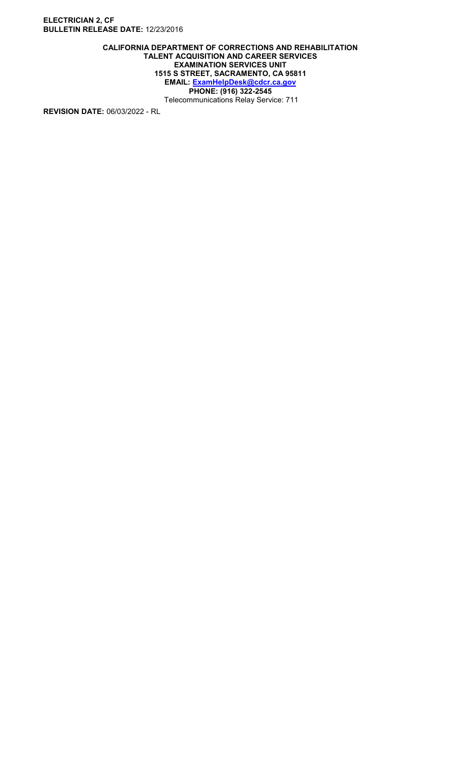**ELECTRICIAN 2, CF**
**BULLETIN RELEASE DATE:** 12/23/2016

**CALIFORNIA DEPARTMENT OF CORRECTIONS AND REHABILITATION**
**TALENT ACQUISITION AND CAREER SERVICES**
**EXAMINATION SERVICES UNIT**
**1515 S STREET, SACRAMENTO, CA 95811**
**EMAIL: ExamHelpDesk@cdcr.ca.gov**
**PHONE: (916) 322-2545**
Telecommunications Relay Service: 711

**REVISION DATE:** 06/03/2022 - RL